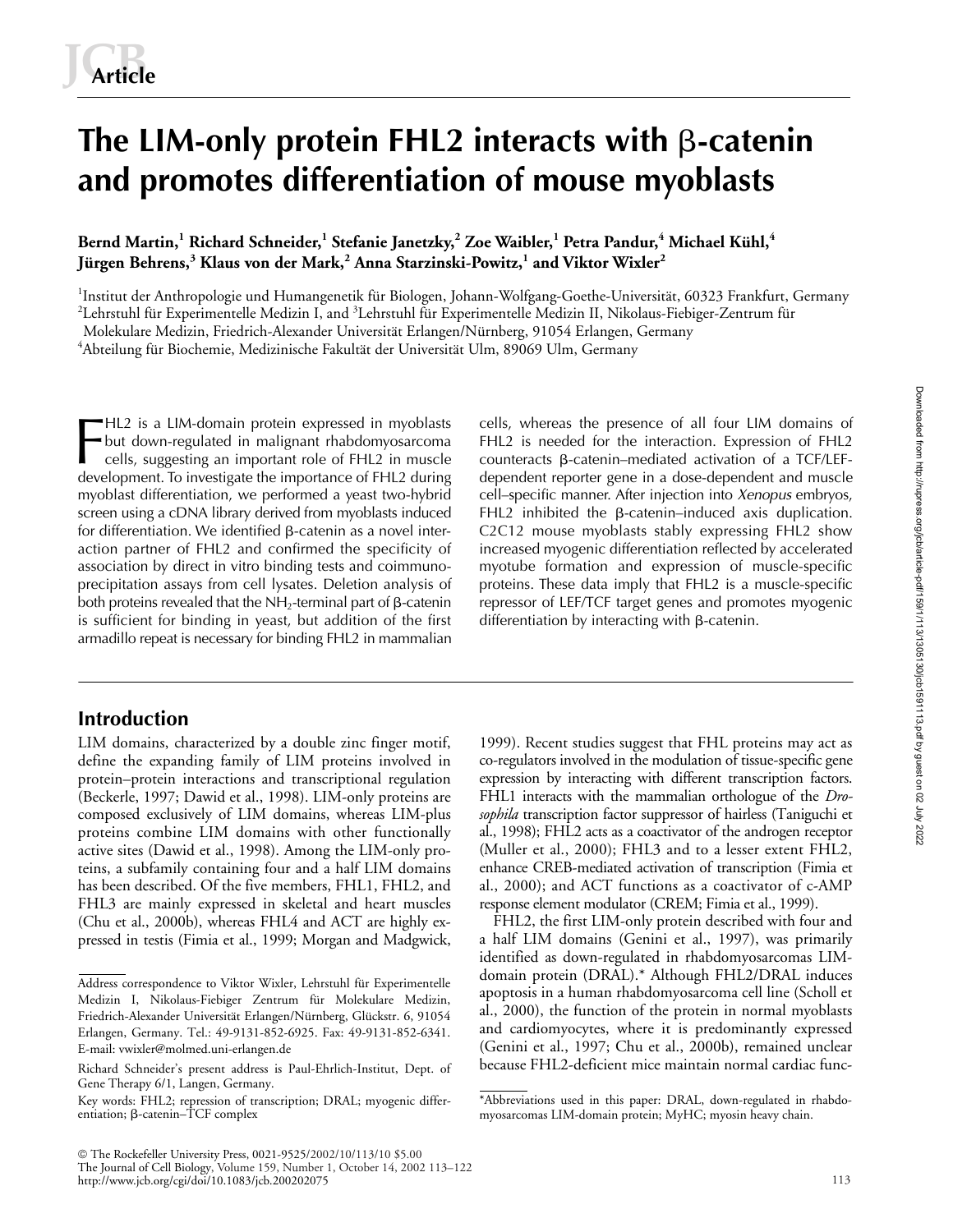# The LIM-only protein FHL2 interacts with β-catenin and promotes differentiation of mouse myoblasts

**Bernd Martin,[1] Richard Schneider,[1] Stefanie Janetzky,[2] Zoe Waibler,[1] Petra Pandur,[4] Michael Kühl,[4] Jürgen Behrens,[3] Klaus von der Mark,[2] Anna Starzinski-Powitz,[1] and Viktor Wixler[2]**

[1]Institut der Anthropologie und Humangenetik für Biologen, Johann-Wolfgang-Goethe-Universität, 60323 Frankfurt, Germany
[2]Lehrstuhl für Experimentelle Medizin I, and [3]Lehrstuhl für Experimentelle Medizin II, Nikolaus-Fiebiger-Zentrum für Molekulare Medizin, Friedrich-Alexander Universität Erlangen/Nürnberg, 91054 Erlangen, Germany
[4]Abteilung für Biochemie, Medizinische Fakultät der Universität Ulm, 89069 Ulm, Germany

FHL2 is a LIM-domain protein expressed in myoblasts but down-regulated in malignant rhabdomyosarcoma cells, suggesting an important role of FHL2 in muscle development. To investigate the importance of FHL2 during myoblast differentiation, we performed a yeast two-hybrid screen using a cDNA library derived from myoblasts induced for differentiation. We identified β-catenin as a novel interaction partner of FHL2 and confirmed the specificity of association by direct in vitro binding tests and coimmunoprecipitation assays from cell lysates. Deletion analysis of both proteins revealed that the $NH_2$-terminal part of β-catenin is sufficient for binding in yeast, but addition of the first armadillo repeat is necessary for binding FHL2 in mammalian cells, whereas the presence of all four LIM domains of FHL2 is needed for the interaction. Expression of FHL2 counteracts β-catenin–mediated activation of a TCF/LEF-dependent reporter gene in a dose-dependent and muscle cell–specific manner. After injection into *Xenopus* embryos, FHL2 inhibited the β-catenin–induced axis duplication. C2C12 mouse myoblasts stably expressing FHL2 show increased myogenic differentiation reflected by accelerated myotube formation and expression of muscle-specific proteins. These data imply that FHL2 is a muscle-specific repressor of LEF/TCF target genes and promotes myogenic differentiation by interacting with β-catenin.

## Introduction

LIM domains, characterized by a double zinc finger motif, define the expanding family of LIM proteins involved in protein–protein interactions and transcriptional regulation (Beckerle, 1997; Dawid et al., 1998). LIM-only proteins are composed exclusively of LIM domains, whereas LIM-plus proteins combine LIM domains with other functionally active sites (Dawid et al., 1998). Among the LIM-only proteins, a subfamily containing four and a half LIM domains has been described. Of the five members, FHL1, FHL2, and FHL3 are mainly expressed in skeletal and heart muscles (Chu et al., 2000b), whereas FHL4 and ACT are highly expressed in testis (Fimia et al., 1999; Morgan and Madgwick, 1999). Recent studies suggest that FHL proteins may act as co-regulators involved in the modulation of tissue-specific gene expression by interacting with different transcription factors. FHL1 interacts with the mammalian orthologue of the *Drosophila* transcription factor suppressor of hairless (Taniguchi et al., 1998); FHL2 acts as a coactivator of the androgen receptor (Muller et al., 2000); FHL3 and to a lesser extent FHL2, enhance CREB-mediated activation of transcription (Fimia et al., 2000); and ACT functions as a coactivator of c-AMP response element modulator (CREM; Fimia et al., 1999).

FHL2, the first LIM-only protein described with four and a half LIM domains (Genini et al., 1997), was primarily identified as down-regulated in rhabdomyosarcomas LIM-domain protein (DRAL).* Although FHL2/DRAL induces apoptosis in a human rhabdomyosarcoma cell line (Scholl et al., 2000), the function of the protein in normal myoblasts and cardiomyocytes, where it is predominantly expressed (Genini et al., 1997; Chu et al., 2000b), remained unclear because FHL2-deficient mice maintain normal cardiac func-

---

Address correspondence to Viktor Wixler, Lehrstuhl für Experimentelle Medizin I, Nikolaus-Fiebiger Zentrum für Molekulare Medizin, Friedrich-Alexander Universität Erlangen/Nürnberg, Glückstr. 6, 91054 Erlangen, Germany. Tel.: 49-9131-852-6925. Fax: 49-9131-852-6341. E-mail: vwixler@molmed.uni-erlangen.de

Richard Schneider's present address is Paul-Ehrlich-Institut, Dept. of Gene Therapy 6/1, Langen, Germany.

Key words: FHL2; repression of transcription; DRAL; myogenic differentiation; β-catenin–TCF complex

*Abbreviations used in this paper: DRAL, down-regulated in rhabdomyosarcomas LIM-domain protein; MyHC; myosin heavy chain.

© The Rockefeller University Press, 0021-9525/2002/10/113/10 $5.00
http://www.jcb.org/cgi/doi/10.1083/jcb.200202075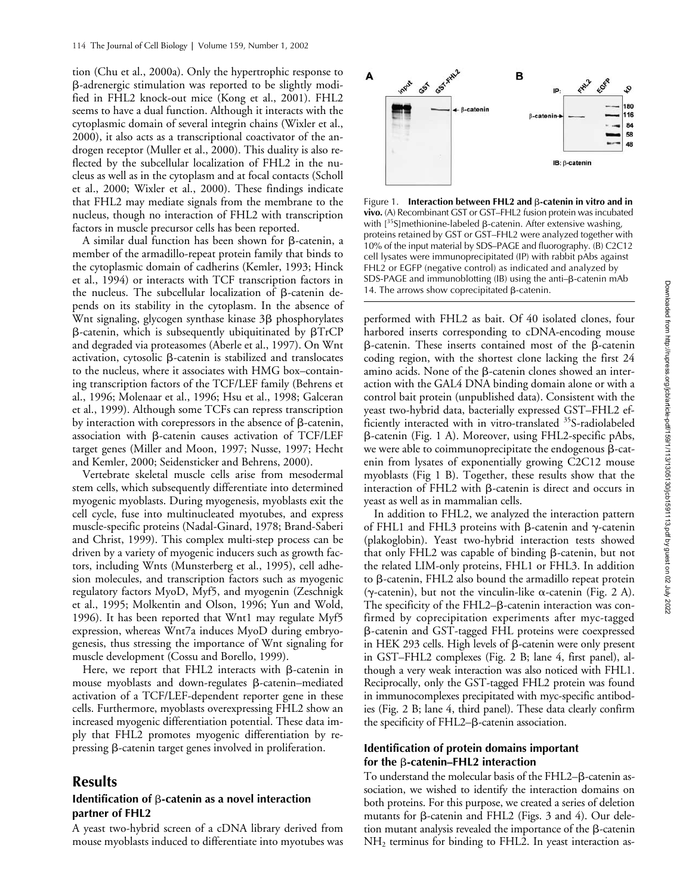tion (Chu et al., 2000a). Only the hypertrophic response to β-adrenergic stimulation was reported to be slightly modified in FHL2 knock-out mice (Kong et al., 2001). FHL2 seems to have a dual function. Although it interacts with the cytoplasmic domain of several integrin chains (Wixler et al., 2000), it also acts as a transcriptional coactivator of the androgen receptor (Muller et al., 2000). This duality is also reflected by the subcellular localization of FHL2 in the nucleus as well as in the cytoplasm and at focal contacts (Scholl et al., 2000; Wixler et al., 2000). These findings indicate that FHL2 may mediate signals from the membrane to the nucleus, though no interaction of FHL2 with transcription factors in muscle precursor cells has been reported.

A similar dual function has been shown for β-catenin, a member of the armadillo-repeat protein family that binds to the cytoplasmic domain of cadherins (Kemler, 1993; Hinck et al., 1994) or interacts with TCF transcription factors in the nucleus. The subcellular localization of β-catenin depends on its stability in the cytoplasm. In the absence of Wnt signaling, glycogen synthase kinase 3β phosphorylates β-catenin, which is subsequently ubiquitinated by βTrCP and degraded via proteasomes (Aberle et al., 1997). On Wnt activation, cytosolic β-catenin is stabilized and translocates to the nucleus, where it associates with HMG box–containing transcription factors of the TCF/LEF family (Behrens et al., 1996; Molenaar et al., 1996; Hsu et al., 1998; Galceran et al., 1999). Although some TCFs can repress transcription by interaction with corepressors in the absence of β-catenin, association with β-catenin causes activation of TCF/LEF target genes (Miller and Moon, 1997; Nusse, 1997; Hecht and Kemler, 2000; Seidensticker and Behrens, 2000).

Vertebrate skeletal muscle cells arise from mesodermal stem cells, which subsequently differentiate into determined myogenic myoblasts. During myogenesis, myoblasts exit the cell cycle, fuse into multinucleated myotubes, and express muscle-specific proteins (Nadal-Ginard, 1978; Brand-Saberi and Christ, 1999). This complex multi-step process can be driven by a variety of myogenic inducers such as growth factors, including Wnts (Munsterberg et al., 1995), cell adhesion molecules, and transcription factors such as myogenic regulatory factors MyoD, Myf5, and myogenin (Zeschnigk et al., 1995; Molkentin and Olson, 1996; Yun and Wold, 1996). It has been reported that Wnt1 may regulate Myf5 expression, whereas Wnt7a induces MyoD during embryogenesis, thus stressing the importance of Wnt signaling for muscle development (Cossu and Borello, 1999).

Here, we report that FHL2 interacts with β-catenin in mouse myoblasts and down-regulates β-catenin–mediated activation of a TCF/LEF-dependent reporter gene in these cells. Furthermore, myoblasts overexpressing FHL2 show an increased myogenic differentiation potential. These data imply that FHL2 promotes myogenic differentiation by repressing β-catenin target genes involved in proliferation.

## Results

### Identification of β-catenin as a novel interaction partner of FHL2

A yeast two-hybrid screen of a cDNA library derived from mouse myoblasts induced to differentiate into myotubes was performed with FHL2 as bait. Of 40 isolated clones, four harbored inserts corresponding to cDNA-encoding mouse β-catenin. These inserts contained most of the β-catenin coding region, with the shortest clone lacking the first 24 amino acids. None of the β-catenin clones showed an interaction with the GAL4 DNA binding domain alone or with a control bait protein (unpublished data). Consistent with the yeast two-hybrid data, bacterially expressed GST–FHL2 efficiently interacted with in vitro-translated $^{35}$S-radiolabeled β-catenin (Fig. 1 A). Moreover, using FHL2-specific pAbs, we were able to coimmunoprecipitate the endogenous β-catenin from lysates of exponentially growing C2C12 mouse myoblasts (Fig 1 B). Together, these results show that the interaction of FHL2 with β-catenin is direct and occurs in yeast as well as in mammalian cells.

In addition to FHL2, we analyzed the interaction pattern of FHL1 and FHL3 proteins with β-catenin and γ-catenin (plakoglobin). Yeast two-hybrid interaction tests showed that only FHL2 was capable of binding β-catenin, but not the related LIM-only proteins, FHL1 or FHL3. In addition to β-catenin, FHL2 also bound the armadillo repeat protein (γ-catenin), but not the vinculin-like α-catenin (Fig. 2 A). The specificity of the FHL2–β-catenin interaction was confirmed by coprecipitation experiments after myc-tagged β-catenin and GST-tagged FHL proteins were coexpressed in HEK 293 cells. High levels of β-catenin were only present in GST–FHL2 complexes (Fig. 2 B; lane 4, first panel), although a very weak interaction was also noticed with FHL1. Reciprocally, only the GST-tagged FHL2 protein was found in immunocomplexes precipitated with myc-specific antibodies (Fig. 2 B; lane 4, third panel). These data clearly confirm the specificity of FHL2–β-catenin association.

Figure 1. **Interaction between FHL2 and β-catenin in vitro and in vivo.** (A) Recombinant GST or GST–FHL2 fusion protein was incubated with [$^{35}$S]methionine-labeled β-catenin. After extensive washing, proteins retained by GST or GST–FHL2 were analyzed together with 10% of the input material by SDS–PAGE and fluorography. (B) C2C12 cell lysates were immunoprecipitated (IP) with rabbit pAbs against FHL2 or EGFP (negative control) as indicated and analyzed by SDS-PAGE and immunoblotting (IB) using the anti–β-catenin mAb 14. The arrows show coprecipitated β-catenin.

### Identification of protein domains important for the β-catenin–FHL2 interaction

To understand the molecular basis of the FHL2–β-catenin association, we wished to identify the interaction domains on both proteins. For this purpose, we created a series of deletion mutants for β-catenin and FHL2 (Figs. 3 and 4). Our deletion mutant analysis revealed the importance of the β-catenin $NH_2$ terminus for binding to FHL2. In yeast interaction as-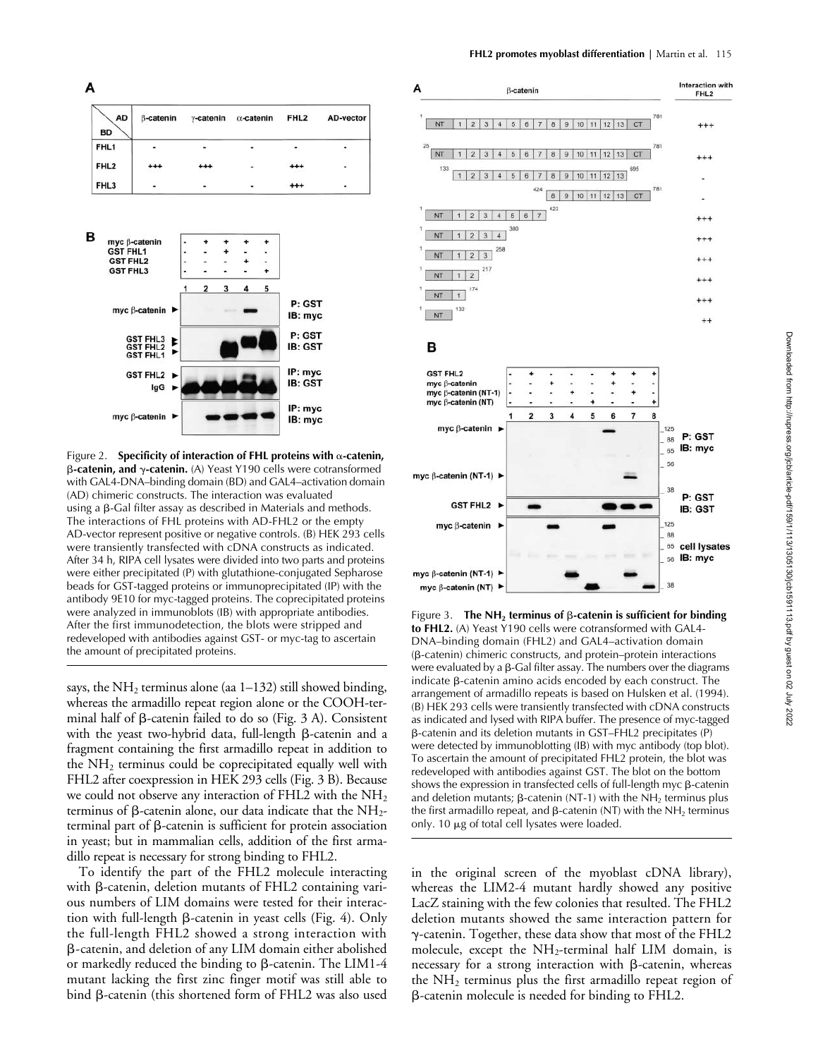**A**

| BD \ AD | β-catenin | γ-catenin | α-catenin | FHL2 | AD-vector |
|---|---|---|---|---|---|
| FHL1 | - | - | - | - | - |
| FHL2 | +++ | +++ | - | +++ | - |
| FHL3 | - | - | - | +++ | - |

Figure 2. **Specificity of interaction of FHL proteins with α-catenin, β-catenin, and γ-catenin.** (A) Yeast Y190 cells were cotransformed with GAL4-DNA–binding domain (BD) and GAL4–activation domain (AD) chimeric constructs. The interaction was evaluated using a β-Gal filter assay as described in Materials and methods. The interactions of FHL proteins with AD-FHL2 or the empty AD-vector represent positive or negative controls. (B) HEK 293 cells were transiently transfected with cDNA constructs as indicated. After 34 h, RIPA cell lysates were divided into two parts and proteins were either precipitated (P) with glutathione-conjugated Sepharose beads for GST-tagged proteins or immunoprecipitated (IP) with the antibody 9E10 for myc-tagged proteins. The coprecipitated proteins were analyzed in immunoblots (IB) with appropriate antibodies. After the first immunodetection, the blots were stripped and redeveloped with antibodies against GST- or myc-tag to ascertain the amount of precipitated proteins.

Figure 3. **The $NH_2$ terminus of β-catenin is sufficient for binding to FHL2.** (A) Yeast Y190 cells were cotransformed with GAL4-DNA–binding domain (FHL2) and GAL4–activation domain (β-catenin) chimeric constructs, and protein–protein interactions were evaluated by a β-Gal filter assay. The numbers over the diagrams indicate β-catenin amino acids encoded by each construct. The arrangement of armadillo repeats is based on Hulsken et al. (1994). (B) HEK 293 cells were transiently transfected with cDNA constructs as indicated and lysed with RIPA buffer. The presence of myc-tagged β-catenin and its deletion mutants in GST–FHL2 precipitates (P) were detected by immunoblotting (IB) with myc antibody (top blot). To ascertain the amount of precipitated FHL2 protein, the blot was redeveloped with antibodies against GST. The blot on the bottom shows the expression in transfected cells of full-length myc β-catenin and deletion mutants; β-catenin (NT-1) with the $NH_2$ terminus plus the first armadillo repeat, and β-catenin (NT) with the $NH_2$ terminus only. 10 μg of total cell lysates were loaded.

says, the $NH_2$ terminus alone (aa 1–132) still showed binding, whereas the armadillo repeat region alone or the COOH-terminal half of β-catenin failed to do so (Fig. 3 A). Consistent with the yeast two-hybrid data, full-length β-catenin and a fragment containing the first armadillo repeat in addition to the $NH_2$ terminus could be coprecipitated equally well with FHL2 after coexpression in HEK 293 cells (Fig. 3 B). Because we could not observe any interaction of FHL2 with the $NH_2$ terminus of β-catenin alone, our data indicate that the $NH_2$-terminal part of β-catenin is sufficient for protein association in yeast; but in mammalian cells, addition of the first armadillo repeat is necessary for strong binding to FHL2.

To identify the part of the FHL2 molecule interacting with β-catenin, deletion mutants of FHL2 containing various numbers of LIM domains were tested for their interaction with full-length β-catenin in yeast cells (Fig. 4). Only the full-length FHL2 showed a strong interaction with β-catenin, and deletion of any LIM domain either abolished or markedly reduced the binding to β-catenin. The LIM1-4 mutant lacking the first zinc finger motif was still able to bind β-catenin (this shortened form of FHL2 was also used in the original screen of the myoblast cDNA library), whereas the LIM2-4 mutant hardly showed any positive LacZ staining with the few colonies that resulted. The FHL2 deletion mutants showed the same interaction pattern for γ-catenin. Together, these data show that most of the FHL2 molecule, except the $NH_2$-terminal half LIM domain, is necessary for a strong interaction with β-catenin, whereas the $NH_2$ terminus plus the first armadillo repeat region of β-catenin molecule is needed for binding to FHL2.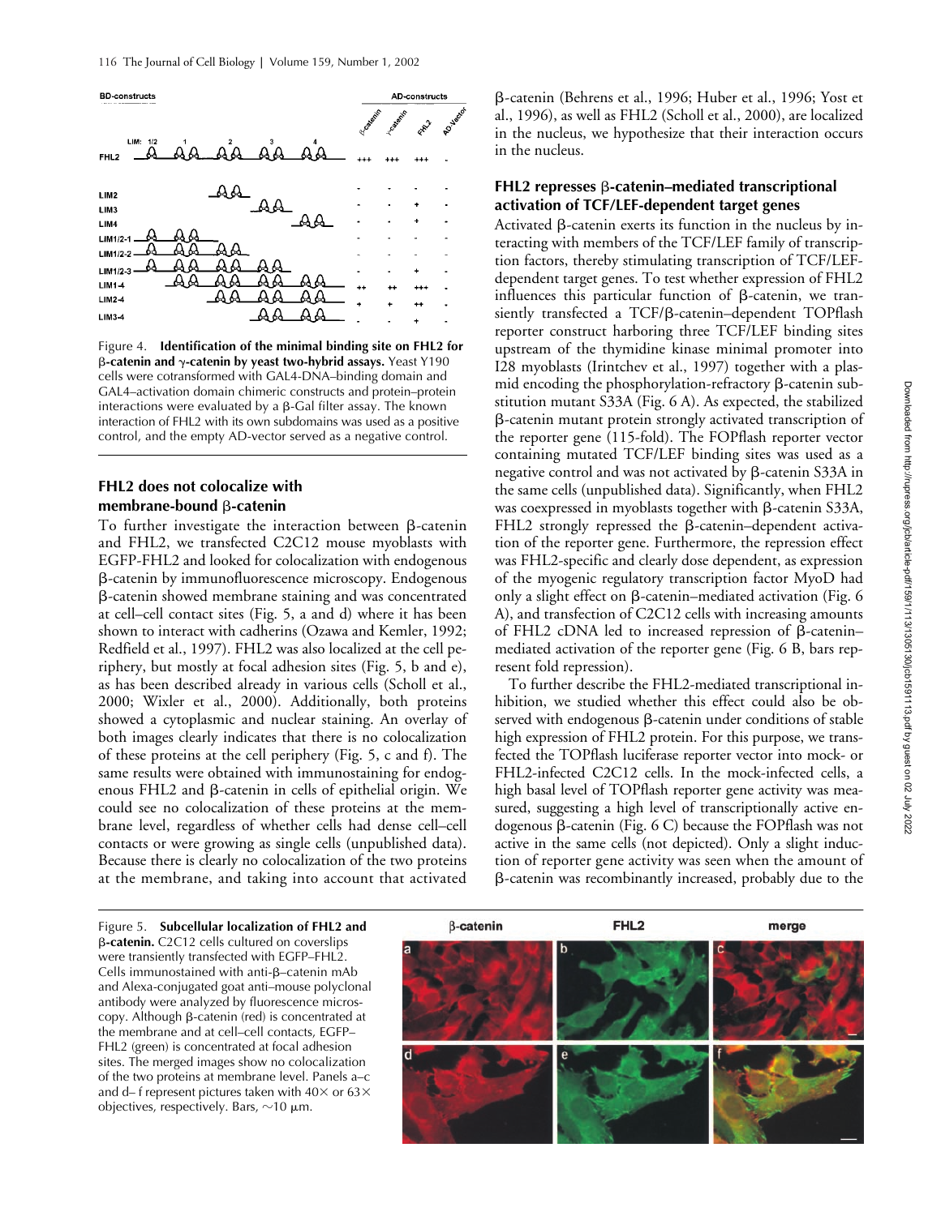| BD-constructs | β-catenin | γ-catenin | FHL2 | AD-Vector |
|---|---|---|---|---|
| FHL2 | +++ | +++ | +++ | - |
| LIM2 | - | - | - | - |
| LIM3 | - | - | + | - |
| LIM4 | - | - | + | - |
| LIM1/2-1 | - | - | - | - |
| LIM1/2-2 | - | - | - | - |
| LIM1/2-3 | - | - | + | - |
| LIM1-4 | ++ | ++ | +++ | - |
| LIM2-4 | + | + | ++ | - |
| LIM3-4 | - | - | + | - |

Figure 4. **Identification of the minimal binding site on FHL2 for β-catenin and γ-catenin by yeast two-hybrid assays.** Yeast Y190 cells were cotransformed with GAL4-DNA–binding domain and GAL4–activation domain chimeric constructs and protein–protein interactions were evaluated by a β-Gal filter assay. The known interaction of FHL2 with its own subdomains was used as a positive control, and the empty AD-vector served as a negative control.

## FHL2 does not colocalize with membrane-bound β-catenin

To further investigate the interaction between β-catenin and FHL2, we transfected C2C12 mouse myoblasts with EGFP-FHL2 and looked for colocalization with endogenous β-catenin by immunofluorescence microscopy. Endogenous β-catenin showed membrane staining and was concentrated at cell–cell contact sites (Fig. 5, a and d) where it has been shown to interact with cadherins (Ozawa and Kemler, 1992; Redfield et al., 1997). FHL2 was also localized at the cell periphery, but mostly at focal adhesion sites (Fig. 5, b and e), as has been described already in various cells (Scholl et al., 2000; Wixler et al., 2000). Additionally, both proteins showed a cytoplasmic and nuclear staining. An overlay of both images clearly indicates that there is no colocalization of these proteins at the cell periphery (Fig. 5, c and f). The same results were obtained with immunostaining for endogenous FHL2 and β-catenin in cells of epithelial origin. We could see no colocalization of these proteins at the membrane level, regardless of whether cells had dense cell–cell contacts or were growing as single cells (unpublished data). Because there is clearly no colocalization of the two proteins at the membrane, and taking into account that activated β-catenin (Behrens et al., 1996; Huber et al., 1996; Yost et al., 1996), as well as FHL2 (Scholl et al., 2000), are localized in the nucleus, we hypothesize that their interaction occurs in the nucleus.

## FHL2 represses β-catenin–mediated transcriptional activation of TCF/LEF-dependent target genes

Activated β-catenin exerts its function in the nucleus by interacting with members of the TCF/LEF family of transcription factors, thereby stimulating transcription of TCF/LEF-dependent target genes. To test whether expression of FHL2 influences this particular function of β-catenin, we transiently transfected a TCF/β-catenin–dependent TOPflash reporter construct harboring three TCF/LEF binding sites upstream of the thymidine kinase minimal promoter into I28 myoblasts (Irintchev et al., 1997) together with a plasmid encoding the phosphorylation-refractory β-catenin substitution mutant S33A (Fig. 6 A). As expected, the stabilized β-catenin mutant protein strongly activated transcription of the reporter gene (115-fold). The FOPflash reporter vector containing mutated TCF/LEF binding sites was used as a negative control and was not activated by β-catenin S33A in the same cells (unpublished data). Significantly, when FHL2 was coexpressed in myoblasts together with β-catenin S33A, FHL2 strongly repressed the β-catenin–dependent activation of the reporter gene. Furthermore, the repression effect was FHL2-specific and clearly dose dependent, as expression of the myogenic regulatory transcription factor MyoD had only a slight effect on β-catenin–mediated activation (Fig. 6 A), and transfection of C2C12 cells with increasing amounts of FHL2 cDNA led to increased repression of β-catenin–mediated activation of the reporter gene (Fig. 6 B, bars represent fold repression).

To further describe the FHL2-mediated transcriptional inhibition, we studied whether this effect could also be observed with endogenous β-catenin under conditions of stable high expression of FHL2 protein. For this purpose, we transfected the TOPflash luciferase reporter vector into mock- or FHL2-infected C2C12 cells. In the mock-infected cells, a high basal level of TOPflash reporter gene activity was measured, suggesting a high level of transcriptionally active endogenous β-catenin (Fig. 6 C) because the FOPflash was not active in the same cells (not depicted). Only a slight induction of reporter gene activity was seen when the amount of β-catenin was recombinantly increased, probably due to the

Figure 5. **Subcellular localization of FHL2 and β-catenin.** C2C12 cells cultured on coverslips were transiently transfected with EGFP–FHL2. Cells immunostained with anti–β-catenin mAb and Alexa-conjugated goat anti–mouse polyclonal antibody were analyzed by fluorescence microscopy. Although β-catenin (red) is concentrated at the membrane and at cell–cell contacts, EGFP–FHL2 (green) is concentrated at focal adhesion sites. The merged images show no colocalization of the two proteins at membrane level. Panels a–c and d– f represent pictures taken with 40× or 63× objectives, respectively. Bars, ~10 μm.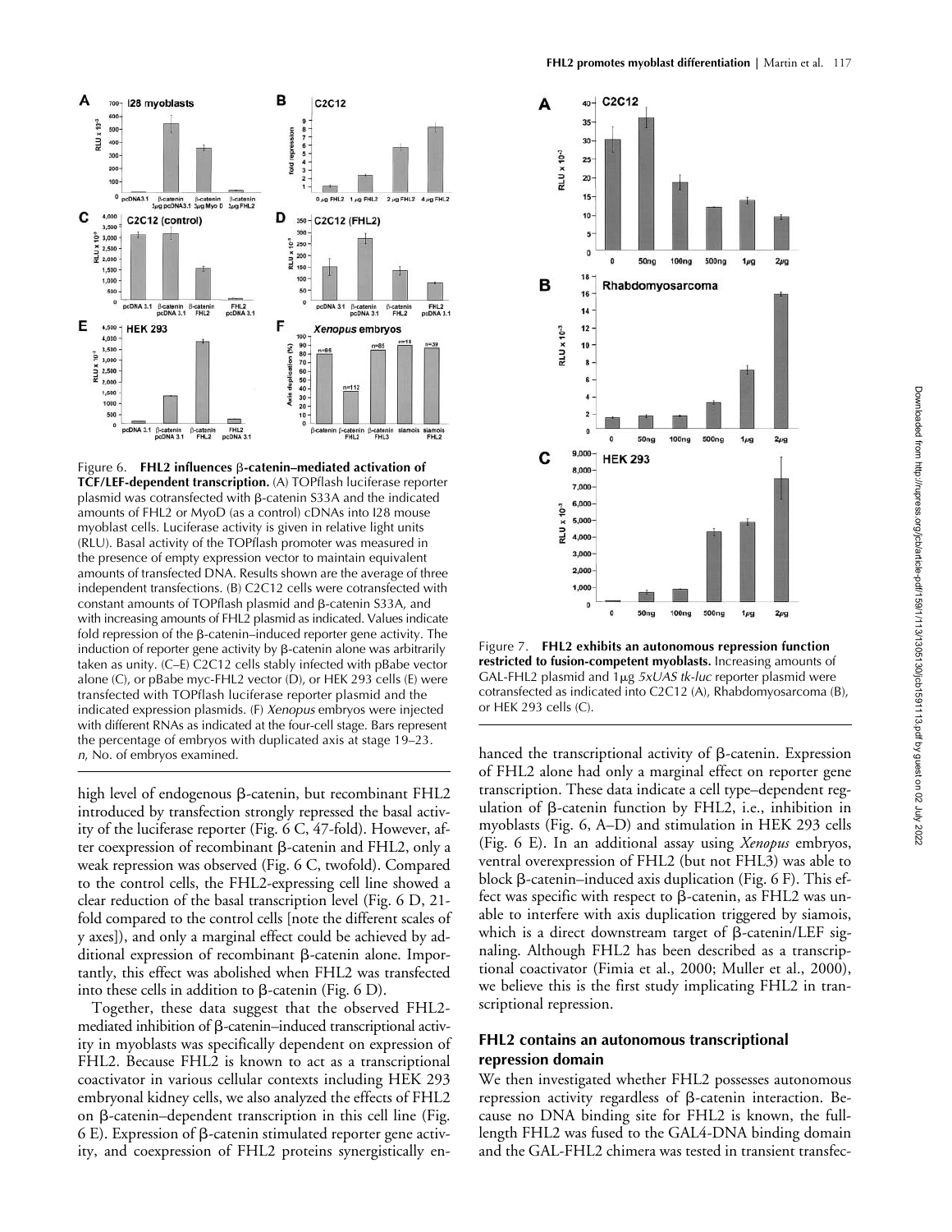Figure 6. **FHL2 influences β-catenin–mediated activation of TCF/LEF-dependent transcription.** (A) TOPflash luciferase reporter plasmid was cotransfected with β-catenin S33A and the indicated amounts of FHL2 or MyoD (as a control) cDNAs into I28 mouse myoblast cells. Luciferase activity is given in relative light units (RLU). Basal activity of the TOPflash promoter was measured in the presence of empty expression vector to maintain equivalent amounts of transfected DNA. Results shown are the average of three independent transfections. (B) C2C12 cells were cotransfected with constant amounts of TOPflash plasmid and β-catenin S33A, and with increasing amounts of FHL2 plasmid as indicated. Values indicate fold repression of the β-catenin–induced reporter gene activity. The induction of reporter gene activity by β-catenin alone was arbitrarily taken as unity. (C–E) C2C12 cells stably infected with pBabe vector alone (C), or pBabe myc-FHL2 vector (D), or HEK 293 cells (E) were transfected with TOPflash luciferase reporter plasmid and the indicated expression plasmids. (F) *Xenopus* embryos were injected with different RNAs as indicated at the four-cell stage. Bars represent the percentage of embryos with duplicated axis at stage 19–23. *n*, No. of embryos examined.

Figure 7. **FHL2 exhibits an autonomous repression function restricted to fusion-competent myoblasts.** Increasing amounts of GAL-FHL2 plasmid and 1μg *5xUAS tk-luc* reporter plasmid were cotransfected as indicated into C2C12 (A), Rhabdomyosarcoma (B), or HEK 293 cells (C).

high level of endogenous β-catenin, but recombinant FHL2 introduced by transfection strongly repressed the basal activity of the luciferase reporter (Fig. 6 C, 47-fold). However, after coexpression of recombinant β-catenin and FHL2, only a weak repression was observed (Fig. 6 C, twofold). Compared to the control cells, the FHL2-expressing cell line showed a clear reduction of the basal transcription level (Fig. 6 D, 21-fold compared to the control cells [note the different scales of y axes]), and only a marginal effect could be achieved by additional expression of recombinant β-catenin alone. Importantly, this effect was abolished when FHL2 was transfected into these cells in addition to β-catenin (Fig. 6 D).

Together, these data suggest that the observed FHL2-mediated inhibition of β-catenin–induced transcriptional activity in myoblasts was specifically dependent on expression of FHL2. Because FHL2 is known to act as a transcriptional coactivator in various cellular contexts including HEK 293 embryonal kidney cells, we also analyzed the effects of FHL2 on β-catenin–dependent transcription in this cell line (Fig. 6 E). Expression of β-catenin stimulated reporter gene activity, and coexpression of FHL2 proteins synergistically enhanced the transcriptional activity of β-catenin. Expression of FHL2 alone had only a marginal effect on reporter gene transcription. These data indicate a cell type–dependent regulation of β-catenin function by FHL2, i.e., inhibition in myoblasts (Fig. 6, A–D) and stimulation in HEK 293 cells (Fig. 6 E). In an additional assay using *Xenopus* embryos, ventral overexpression of FHL2 (but not FHL3) was able to block β-catenin–induced axis duplication (Fig. 6 F). This effect was specific with respect to β-catenin, as FHL2 was unable to interfere with axis duplication triggered by siamois, which is a direct downstream target of β-catenin/LEF signaling. Although FHL2 has been described as a transcriptional coactivator (Fimia et al., 2000; Muller et al., 2000), we believe this is the first study implicating FHL2 in transcriptional repression.

## FHL2 contains an autonomous transcriptional repression domain

We then investigated whether FHL2 possesses autonomous repression activity regardless of β-catenin interaction. Because no DNA binding site for FHL2 is known, the full-length FHL2 was fused to the GAL4-DNA binding domain and the GAL-FHL2 chimera was tested in transient transfec-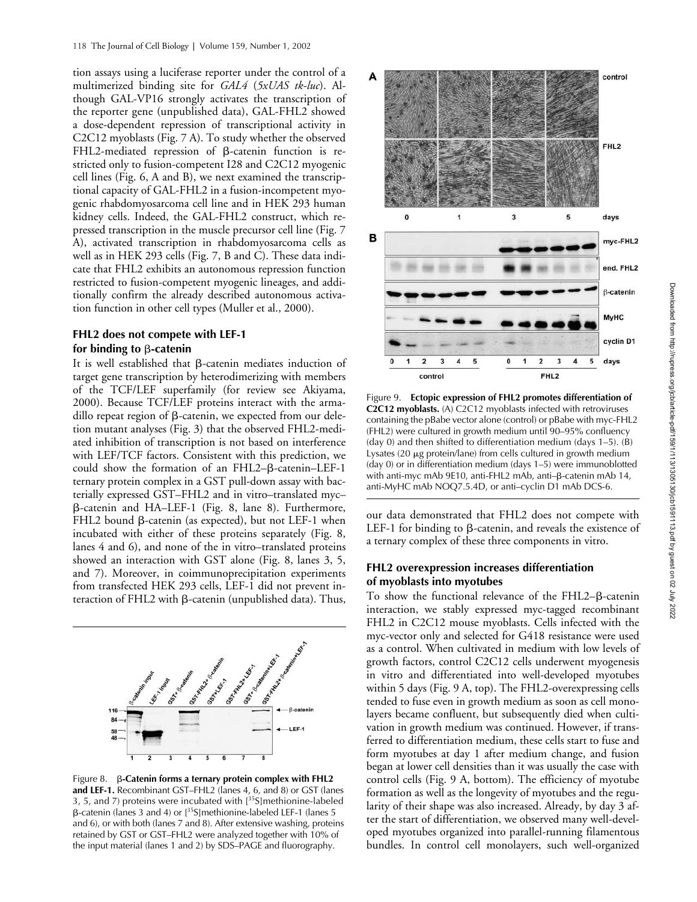tion assays using a luciferase reporter under the control of a multimerized binding site for *GAL4* (*5xUAS tk-luc*). Although GAL-VP16 strongly activates the transcription of the reporter gene (unpublished data), GAL-FHL2 showed a dose-dependent repression of transcriptional activity in C2C12 myoblasts (Fig. 7 A). To study whether the observed FHL2-mediated repression of β-catenin function is restricted only to fusion-competent I28 and C2C12 myogenic cell lines (Fig. 6, A and B), we next examined the transcriptional capacity of GAL-FHL2 in a fusion-incompetent myogenic rhabdomyosarcoma cell line and in HEK 293 human kidney cells. Indeed, the GAL-FHL2 construct, which repressed transcription in the muscle precursor cell line (Fig. 7 A), activated transcription in rhabdomyosarcoma cells as well as in HEK 293 cells (Fig. 7, B and C). These data indicate that FHL2 exhibits an autonomous repression function restricted to fusion-competent myogenic lineages, and additionally confirm the already described autonomous activation function in other cell types (Muller et al., 2000).

### FHL2 does not compete with LEF-1 for binding to β-catenin

It is well established that β-catenin mediates induction of target gene transcription by heterodimerizing with members of the TCF/LEF superfamily (for review see Akiyama, 2000). Because TCF/LEF proteins interact with the armadillo repeat region of β-catenin, we expected from our deletion mutant analyses (Fig. 3) that the observed FHL2-mediated inhibition of transcription is not based on interference with LEF/TCF factors. Consistent with this prediction, we could show the formation of an FHL2–β-catenin–LEF-1 ternary protein complex in a GST pull-down assay with bacterially expressed GST–FHL2 and in vitro–translated myc–β-catenin and HA–LEF-1 (Fig. 8, lane 8). Furthermore, FHL2 bound β-catenin (as expected), but not LEF-1 when incubated with either of these proteins separately (Fig. 8, lanes 4 and 6), and none of the in vitro–translated proteins showed an interaction with GST alone (Fig. 8, lanes 3, 5, and 7). Moreover, in coimmunoprecipitation experiments from transfected HEK 293 cells, LEF-1 did not prevent interaction of FHL2 with β-catenin (unpublished data). Thus, our data demonstrated that FHL2 does not compete with LEF-1 for binding to β-catenin, and reveals the existence of a ternary complex of these three components in vitro.

Figure 8. **β-Catenin forms a ternary protein complex with FHL2 and LEF-1.** Recombinant GST–FHL2 (lanes 4, 6, and 8) or GST (lanes 3, 5, and 7) proteins were incubated with [$^{35}$S]methionine-labeled β-catenin (lanes 3 and 4) or [$^{35}$S]methionine-labeled LEF-1 (lanes 5 and 6), or with both (lanes 7 and 8). After extensive washing, proteins retained by GST or GST–FHL2 were analyzed together with 10% of the input material (lanes 1 and 2) by SDS–PAGE and fluorography.

Figure 9. **Ectopic expression of FHL2 promotes differentiation of C2C12 myoblasts.** (A) C2C12 myoblasts infected with retroviruses containing the pBabe vector alone (control) or pBabe with myc-FHL2 (FHL2) were cultured in growth medium until 90–95% confluency (day 0) and then shifted to differentiation medium (days 1–5). (B) Lysates (20 μg protein/lane) from cells cultured in growth medium (day 0) or in differentiation medium (days 1–5) were immunoblotted with anti-myc mAb 9E10, anti-FHL2 mAb, anti–β-catenin mAb 14, anti-MyHC mAb NOQ7.5.4D, or anti–cyclin D1 mAb DCS-6.

### FHL2 overexpression increases differentiation of myoblasts into myotubes

To show the functional relevance of the FHL2–β-catenin interaction, we stably expressed myc-tagged recombinant FHL2 in C2C12 mouse myoblasts. Cells infected with the myc-vector only and selected for G418 resistance were used as a control. When cultivated in medium with low levels of growth factors, control C2C12 cells underwent myogenesis in vitro and differentiated into well-developed myotubes within 5 days (Fig. 9 A, top). The FHL2-overexpressing cells tended to fuse even in growth medium as soon as cell monolayers became confluent, but subsequently died when cultivation in growth medium was continued. However, if transferred to differentiation medium, these cells start to fuse and form myotubes at day 1 after medium change, and fusion began at lower cell densities than it was usually the case with control cells (Fig. 9 A, bottom). The efficiency of myotube formation as well as the longevity of myotubes and the regularity of their shape was also increased. Already, by day 3 after the start of differentiation, we observed many well-developed myotubes organized into parallel-running filamentous bundles. In control cell monolayers, such well-organized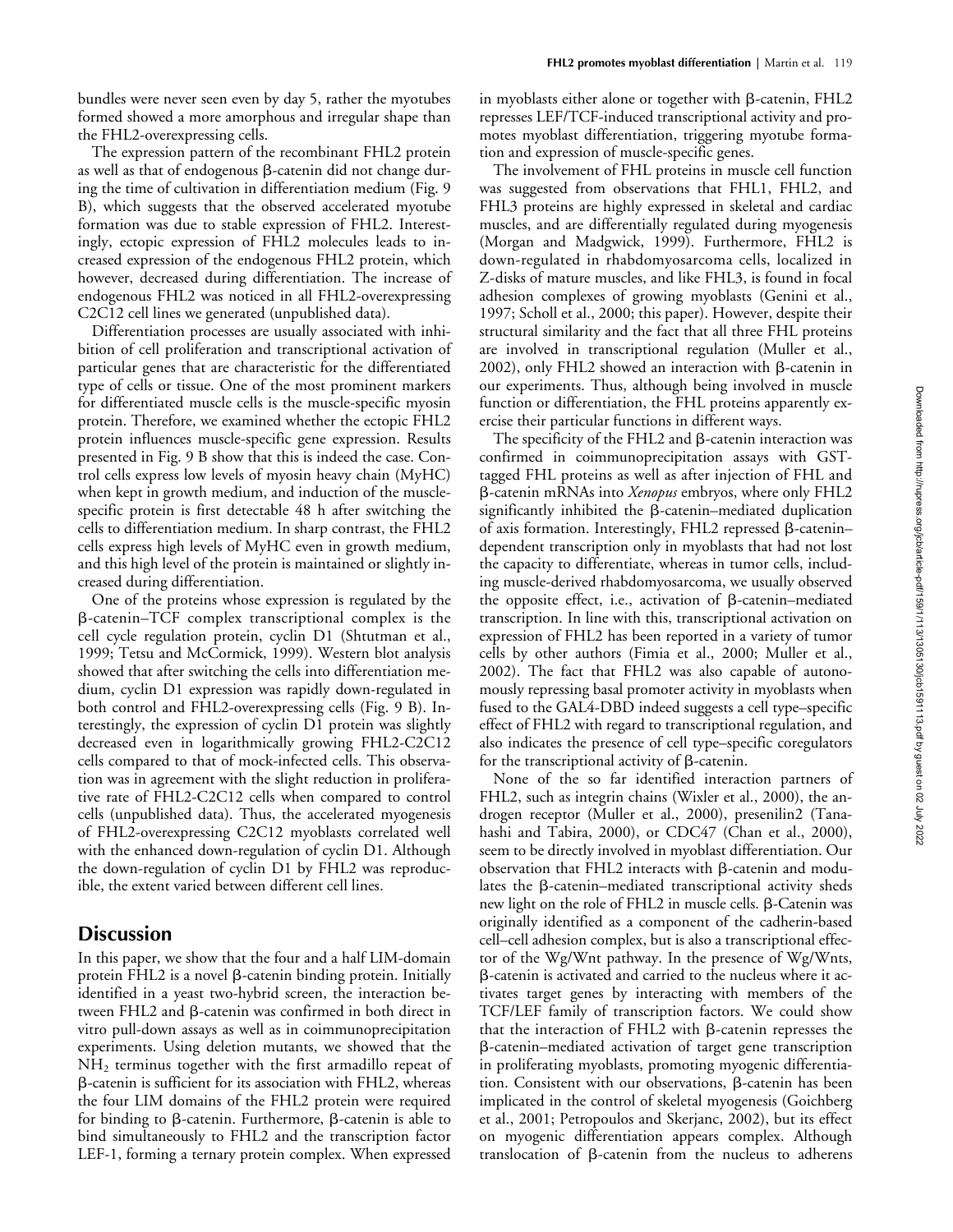bundles were never seen even by day 5, rather the myotubes formed showed a more amorphous and irregular shape than the FHL2-overexpressing cells.

The expression pattern of the recombinant FHL2 protein as well as that of endogenous β-catenin did not change during the time of cultivation in differentiation medium (Fig. 9 B), which suggests that the observed accelerated myotube formation was due to stable expression of FHL2. Interestingly, ectopic expression of FHL2 molecules leads to increased expression of the endogenous FHL2 protein, which however, decreased during differentiation. The increase of endogenous FHL2 was noticed in all FHL2-overexpressing C2C12 cell lines we generated (unpublished data).

Differentiation processes are usually associated with inhibition of cell proliferation and transcriptional activation of particular genes that are characteristic for the differentiated type of cells or tissue. One of the most prominent markers for differentiated muscle cells is the muscle-specific myosin protein. Therefore, we examined whether the ectopic FHL2 protein influences muscle-specific gene expression. Results presented in Fig. 9 B show that this is indeed the case. Control cells express low levels of myosin heavy chain (MyHC) when kept in growth medium, and induction of the muscle-specific protein is first detectable 48 h after switching the cells to differentiation medium. In sharp contrast, the FHL2 cells express high levels of MyHC even in growth medium, and this high level of the protein is maintained or slightly increased during differentiation.

One of the proteins whose expression is regulated by the β-catenin–TCF complex transcriptional complex is the cell cycle regulation protein, cyclin D1 (Shtutman et al., 1999; Tetsu and McCormick, 1999). Western blot analysis showed that after switching the cells into differentiation medium, cyclin D1 expression was rapidly down-regulated in both control and FHL2-overexpressing cells (Fig. 9 B). Interestingly, the expression of cyclin D1 protein was slightly decreased even in logarithmically growing FHL2-C2C12 cells compared to that of mock-infected cells. This observation was in agreement with the slight reduction in proliferative rate of FHL2-C2C12 cells when compared to control cells (unpublished data). Thus, the accelerated myogenesis of FHL2-overexpressing C2C12 myoblasts correlated well with the enhanced down-regulation of cyclin D1. Although the down-regulation of cyclin D1 by FHL2 was reproducible, the extent varied between different cell lines.

## Discussion

In this paper, we show that the four and a half LIM-domain protein FHL2 is a novel β-catenin binding protein. Initially identified in a yeast two-hybrid screen, the interaction between FHL2 and β-catenin was confirmed in both direct in vitro pull-down assays as well as in coimmunoprecipitation experiments. Using deletion mutants, we showed that the $NH_2$ terminus together with the first armadillo repeat of β-catenin is sufficient for its association with FHL2, whereas the four LIM domains of the FHL2 protein were required for binding to β-catenin. Furthermore, β-catenin is able to bind simultaneously to FHL2 and the transcription factor LEF-1, forming a ternary protein complex. When expressed in myoblasts either alone or together with β-catenin, FHL2 represses LEF/TCF-induced transcriptional activity and promotes myoblast differentiation, triggering myotube formation and expression of muscle-specific genes.

The involvement of FHL proteins in muscle cell function was suggested from observations that FHL1, FHL2, and FHL3 proteins are highly expressed in skeletal and cardiac muscles, and are differentially regulated during myogenesis (Morgan and Madgwick, 1999). Furthermore, FHL2 is down-regulated in rhabdomyosarcoma cells, localized in Z-disks of mature muscles, and like FHL3, is found in focal adhesion complexes of growing myoblasts (Genini et al., 1997; Scholl et al., 2000; this paper). However, despite their structural similarity and the fact that all three FHL proteins are involved in transcriptional regulation (Muller et al., 2002), only FHL2 showed an interaction with β-catenin in our experiments. Thus, although being involved in muscle function or differentiation, the FHL proteins apparently exercise their particular functions in different ways.

The specificity of the FHL2 and β-catenin interaction was confirmed in coimmunoprecipitation assays with GST-tagged FHL proteins as well as after injection of FHL and β-catenin mRNAs into *Xenopus* embryos, where only FHL2 significantly inhibited the β-catenin–mediated duplication of axis formation. Interestingly, FHL2 repressed β-catenin–dependent transcription only in myoblasts that had not lost the capacity to differentiate, whereas in tumor cells, including muscle-derived rhabdomyosarcoma, we usually observed the opposite effect, i.e., activation of β-catenin–mediated transcription. In line with this, transcriptional activation on expression of FHL2 has been reported in a variety of tumor cells by other authors (Fimia et al., 2000; Muller et al., 2002). The fact that FHL2 was also capable of autonomously repressing basal promoter activity in myoblasts when fused to the GAL4-DBD indeed suggests a cell type–specific effect of FHL2 with regard to transcriptional regulation, and also indicates the presence of cell type–specific coregulators for the transcriptional activity of β-catenin.

None of the so far identified interaction partners of FHL2, such as integrin chains (Wixler et al., 2000), the androgen receptor (Muller et al., 2000), presenilin2 (Tanahashi and Tabira, 2000), or CDC47 (Chan et al., 2000), seem to be directly involved in myoblast differentiation. Our observation that FHL2 interacts with β-catenin and modulates the β-catenin–mediated transcriptional activity sheds new light on the role of FHL2 in muscle cells. β-Catenin was originally identified as a component of the cadherin-based cell–cell adhesion complex, but is also a transcriptional effector of the Wg/Wnt pathway. In the presence of Wg/Wnts, β-catenin is activated and carried to the nucleus where it activates target genes by interacting with members of the TCF/LEF family of transcription factors. We could show that the interaction of FHL2 with β-catenin represses the β-catenin–mediated activation of target gene transcription in proliferating myoblasts, promoting myogenic differentiation. Consistent with our observations, β-catenin has been implicated in the control of skeletal myogenesis (Goichberg et al., 2001; Petropoulos and Skerjanc, 2002), but its effect on myogenic differentiation appears complex. Although translocation of β-catenin from the nucleus to adherens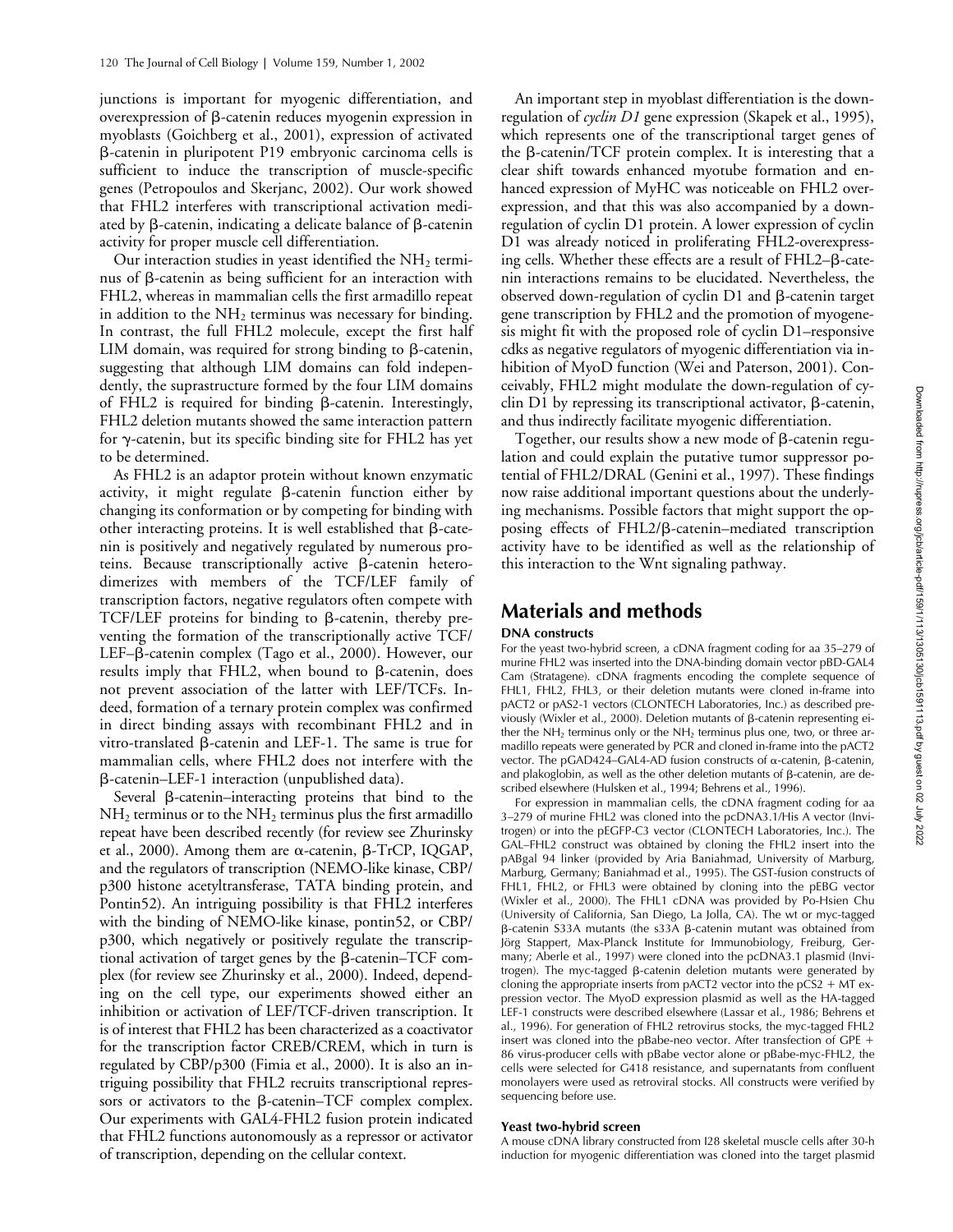junctions is important for myogenic differentiation, and overexpression of β-catenin reduces myogenin expression in myoblasts (Goichberg et al., 2001), expression of activated β-catenin in pluripotent P19 embryonic carcinoma cells is sufficient to induce the transcription of muscle-specific genes (Petropoulos and Skerjanc, 2002). Our work showed that FHL2 interferes with transcriptional activation mediated by β-catenin, indicating a delicate balance of β-catenin activity for proper muscle cell differentiation.

Our interaction studies in yeast identified the $NH_2$ terminus of β-catenin as being sufficient for an interaction with FHL2, whereas in mammalian cells the first armadillo repeat in addition to the $NH_2$ terminus was necessary for binding. In contrast, the full FHL2 molecule, except the first half LIM domain, was required for strong binding to β-catenin, suggesting that although LIM domains can fold independently, the suprastructure formed by the four LIM domains of FHL2 is required for binding β-catenin. Interestingly, FHL2 deletion mutants showed the same interaction pattern for γ-catenin, but its specific binding site for FHL2 has yet to be determined.

As FHL2 is an adaptor protein without known enzymatic activity, it might regulate β-catenin function either by changing its conformation or by competing for binding with other interacting proteins. It is well established that β-catenin is positively and negatively regulated by numerous proteins. Because transcriptionally active β-catenin heterodimerizes with members of the TCF/LEF family of transcription factors, negative regulators often compete with TCF/LEF proteins for binding to β-catenin, thereby preventing the formation of the transcriptionally active TCF/LEF–β-catenin complex (Tago et al., 2000). However, our results imply that FHL2, when bound to β-catenin, does not prevent association of the latter with LEF/TCFs. Indeed, formation of a ternary protein complex was confirmed in direct binding assays with recombinant FHL2 and in vitro-translated β-catenin and LEF-1. The same is true for mammalian cells, where FHL2 does not interfere with the β-catenin–LEF-1 interaction (unpublished data).

Several β-catenin–interacting proteins that bind to the $NH_2$ terminus or to the $NH_2$ terminus plus the first armadillo repeat have been described recently (for review see Zhurinsky et al., 2000). Among them are α-catenin, β-TrCP, IQGAP, and the regulators of transcription (NEMO-like kinase, CBP/p300 histone acetyltransferase, TATA binding protein, and Pontin52). An intriguing possibility is that FHL2 interferes with the binding of NEMO-like kinase, pontin52, or CBP/p300, which negatively or positively regulate the transcriptional activation of target genes by the β-catenin–TCF complex (for review see Zhurinsky et al., 2000). Indeed, depending on the cell type, our experiments showed either an inhibition or activation of LEF/TCF-driven transcription. It is of interest that FHL2 has been characterized as a coactivator for the transcription factor CREB/CREM, which in turn is regulated by CBP/p300 (Fimia et al., 2000). It is also an intriguing possibility that FHL2 recruits transcriptional repressors or activators to the β-catenin–TCF complex complex. Our experiments with GAL4-FHL2 fusion protein indicated that FHL2 functions autonomously as a repressor or activator of transcription, depending on the cellular context.

An important step in myoblast differentiation is the down-regulation of *cyclin D1* gene expression (Skapek et al., 1995), which represents one of the transcriptional target genes of the β-catenin/TCF protein complex. It is interesting that a clear shift towards enhanced myotube formation and enhanced expression of MyHC was noticeable on FHL2 overexpression, and that this was also accompanied by a down-regulation of cyclin D1 protein. A lower expression of cyclin D1 was already noticed in proliferating FHL2-overexpressing cells. Whether these effects are a result of FHL2–β-catenin interactions remains to be elucidated. Nevertheless, the observed down-regulation of cyclin D1 and β-catenin target gene transcription by FHL2 and the promotion of myogenesis might fit with the proposed role of cyclin D1–responsive cdks as negative regulators of myogenic differentiation via inhibition of MyoD function (Wei and Paterson, 2001). Conceivably, FHL2 might modulate the down-regulation of cyclin D1 by repressing its transcriptional activator, β-catenin, and thus indirectly facilitate myogenic differentiation.

Together, our results show a new mode of β-catenin regulation and could explain the putative tumor suppressor potential of FHL2/DRAL (Genini et al., 1997). These findings now raise additional important questions about the underlying mechanisms. Possible factors that might support the opposing effects of FHL2/β-catenin–mediated transcription activity have to be identified as well as the relationship of this interaction to the Wnt signaling pathway.

# Materials and methods

## DNA constructs

For the yeast two-hybrid screen, a cDNA fragment coding for aa 35–279 of murine FHL2 was inserted into the DNA-binding domain vector pBD-GAL4 Cam (Stratagene). cDNA fragments encoding the complete sequence of FHL1, FHL2, FHL3, or their deletion mutants were cloned in-frame into pACT2 or pAS2-1 vectors (CLONTECH Laboratories, Inc.) as described previously (Wixler et al., 2000). Deletion mutants of β-catenin representing either the $NH_2$ terminus only or the $NH_2$ terminus plus one, two, or three armadillo repeats were generated by PCR and cloned in-frame into the pACT2 vector. The pGAD424–GAL4-AD fusion constructs of α-catenin, β-catenin, and plakoglobin, as well as the other deletion mutants of β-catenin, are described elsewhere (Hulsken et al., 1994; Behrens et al., 1996).

For expression in mammalian cells, the cDNA fragment coding for aa 3–279 of murine FHL2 was cloned into the pcDNA3.1/His A vector (Invitrogen) or into the pEGFP-C3 vector (CLONTECH Laboratories, Inc.). The GAL–FHL2 construct was obtained by cloning the FHL2 insert into the pABgal 94 linker (provided by Aria Baniahmad, University of Marburg, Marburg, Germany; Baniahmad et al., 1995). The GST-fusion constructs of FHL1, FHL2, or FHL3 were obtained by cloning into the pEBG vector (Wixler et al., 2000). The FHL1 cDNA was provided by Po-Hsien Chu (University of California, San Diego, La Jolla, CA). The wt or myc-tagged β-catenin S33A mutants (the s33A β-catenin mutant was obtained from Jörg Stappert, Max-Planck Institute for Immunobiology, Freiburg, Germany; Aberle et al., 1997) were cloned into the pcDNA3.1 plasmid (Invitrogen). The myc-tagged β-catenin deletion mutants were generated by cloning the appropriate inserts from pACT2 vector into the pCS2 + MT expression vector. The MyoD expression plasmid as well as the HA-tagged LEF-1 constructs were described elsewhere (Lassar et al., 1986; Behrens et al., 1996). For generation of FHL2 retrovirus stocks, the myc-tagged FHL2 insert was cloned into the pBabe-neo vector. After transfection of GPE + 86 virus-producer cells with pBabe vector alone or pBabe-myc-FHL2, the cells were selected for G418 resistance, and supernatants from confluent monolayers were used as retroviral stocks. All constructs were verified by sequencing before use.

## Yeast two-hybrid screen

A mouse cDNA library constructed from I28 skeletal muscle cells after 30-h induction for myogenic differentiation was cloned into the target plasmid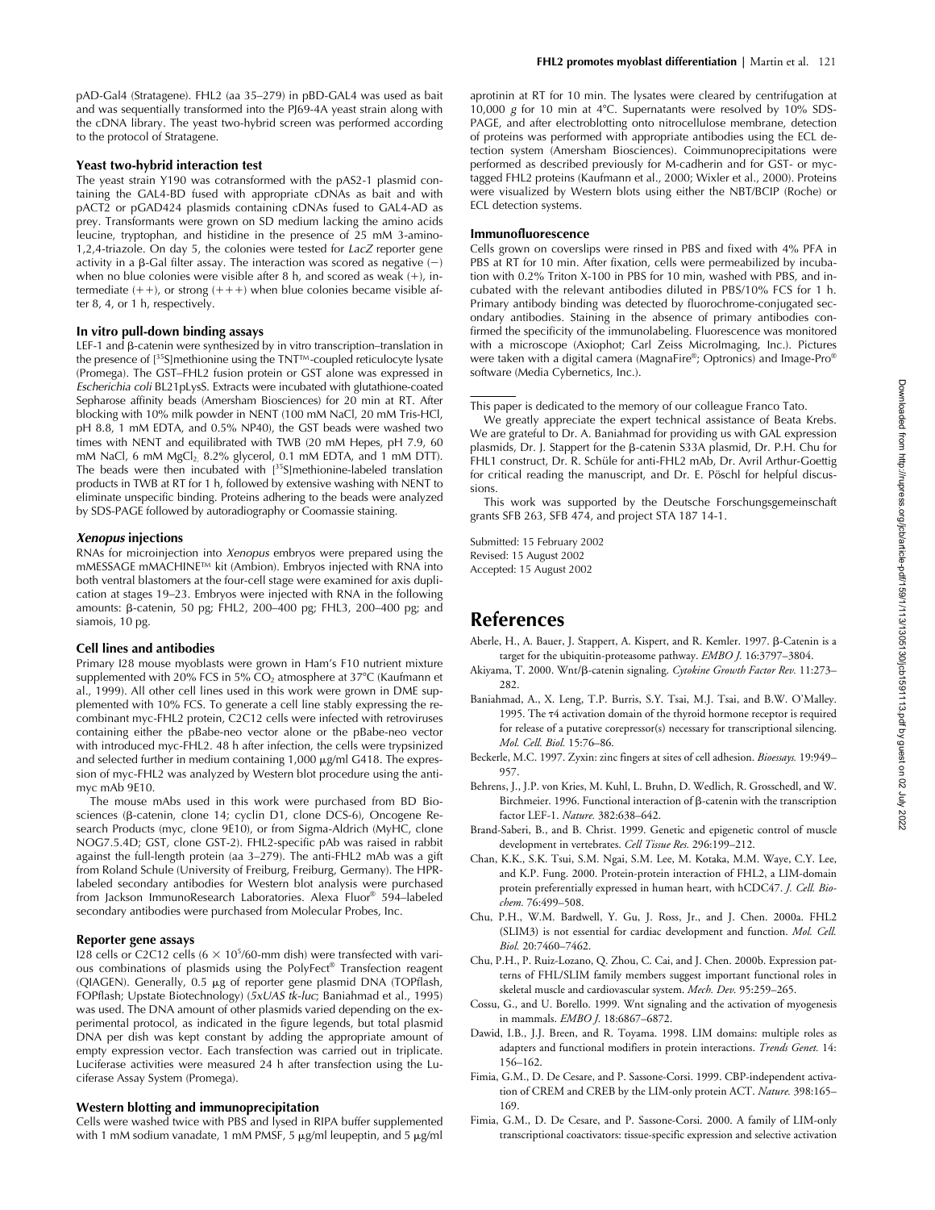pAD-Gal4 (Stratagene). FHL2 (aa 35–279) in pBD-GAL4 was used as bait and was sequentially transformed into the PJ69-4A yeast strain along with the cDNA library. The yeast two-hybrid screen was performed according to the protocol of Stratagene.

### Yeast two-hybrid interaction test

The yeast strain Y190 was cotransformed with the pAS2-1 plasmid containing the GAL4-BD fused with appropriate cDNAs as bait and with pACT2 or pGAD424 plasmids containing cDNAs fused to GAL4-AD as prey. Transformants were grown on SD medium lacking the amino acids leucine, tryptophan, and histidine in the presence of 25 mM 3-amino-1,2,4-triazole. On day 5, the colonies were tested for *LacZ* reporter gene activity in a β-Gal filter assay. The interaction was scored as negative (−) when no blue colonies were visible after 8 h, and scored as weak (+), intermediate (++), or strong (+++) when blue colonies became visible after 8, 4, or 1 h, respectively.

### In vitro pull-down binding assays

LEF-1 and β-catenin were synthesized by in vitro transcription–translation in the presence of [$^{35}$S]methionine using the TNT™-coupled reticulocyte lysate (Promega). The GST–FHL2 fusion protein or GST alone was expressed in *Escherichia coli* BL21pLysS. Extracts were incubated with glutathione-coated Sepharose affinity beads (Amersham Biosciences) for 20 min at RT. After blocking with 10% milk powder in NENT (100 mM NaCl, 20 mM Tris-HCl, pH 8.8, 1 mM EDTA, and 0.5% NP40), the GST beads were washed two times with NENT and equilibrated with TWB (20 mM Hepes, pH 7.9, 60 mM NaCl, 6 mM $MgCl_2$, 8.2% glycerol, 0.1 mM EDTA, and 1 mM DTT). The beads were then incubated with [$^{35}$S]methionine-labeled translation products in TWB at RT for 1 h, followed by extensive washing with NENT to eliminate unspecific binding. Proteins adhering to the beads were analyzed by SDS-PAGE followed by autoradiography or Coomassie staining.

### *Xenopus* injections

RNAs for microinjection into *Xenopus* embryos were prepared using the mMESSAGE mMACHINE™ kit (Ambion). Embryos injected with RNA into both ventral blastomers at the four-cell stage were examined for axis duplication at stages 19–23. Embryos were injected with RNA in the following amounts: β-catenin, 50 pg; FHL2, 200–400 pg; FHL3, 200–400 pg; and siamois, 10 pg.

### Cell lines and antibodies

Primary I28 mouse myoblasts were grown in Ham's F10 nutrient mixture supplemented with 20% FCS in 5% $CO_2$ atmosphere at 37°C (Kaufmann et al., 1999). All other cell lines used in this work were grown in DME supplemented with 10% FCS. To generate a cell line stably expressing the recombinant myc-FHL2 protein, C2C12 cells were infected with retroviruses containing either the pBabe-neo vector alone or the pBabe-neo vector with introduced myc-FHL2. 48 h after infection, the cells were trypsinized and selected further in medium containing 1,000 μg/ml G418. The expression of myc-FHL2 was analyzed by Western blot procedure using the anti-myc mAb 9E10.

The mouse mAbs used in this work were purchased from BD Biosciences (β-catenin, clone 14; cyclin D1, clone DCS-6), Oncogene Research Products (myc, clone 9E10), or from Sigma-Aldrich (MyHC, clone NOG7.5.4D; GST, clone GST-2). FHL2-specific pAb was raised in rabbit against the full-length protein (aa 3–279). The anti-FHL2 mAb was a gift from Roland Schule (University of Freiburg, Freiburg, Germany). The HPR-labeled secondary antibodies for Western blot analysis were purchased from Jackson ImmunoResearch Laboratories. Alexa Fluor® 594–labeled secondary antibodies were purchased from Molecular Probes, Inc.

### Reporter gene assays

I28 cells or C2C12 cells ($6 \times 10^5$/60-mm dish) were transfected with various combinations of plasmids using the PolyFect® Transfection reagent (QIAGEN). Generally, 0.5 μg of reporter gene plasmid DNA (TOPflash, FOPflash; Upstate Biotechnology) (*5xUAS tk-luc*; Baniahmad et al., 1995) was used. The DNA amount of other plasmids varied depending on the experimental protocol, as indicated in the figure legends, but total plasmid DNA per dish was kept constant by adding the appropriate amount of empty expression vector. Each transfection was carried out in triplicate. Luciferase activities were measured 24 h after transfection using the Luciferase Assay System (Promega).

### Western blotting and immunoprecipitation

Cells were washed twice with PBS and lysed in RIPA buffer supplemented with 1 mM sodium vanadate, 1 mM PMSF, 5 μg/ml leupeptin, and 5 μg/ml aprotinin at RT for 10 min. The lysates were cleared by centrifugation at 10,000 *g* for 10 min at 4°C. Supernatants were resolved by 10% SDS-PAGE, and after electroblotting onto nitrocellulose membrane, detection of proteins was performed with appropriate antibodies using the ECL detection system (Amersham Biosciences). Coimmunoprecipitations were performed as described previously for M-cadherin and for GST- or myc-tagged FHL2 proteins (Kaufmann et al., 2000; Wixler et al., 2000). Proteins were visualized by Western blots using either the NBT/BCIP (Roche) or ECL detection systems.

### Immunofluorescence

Cells grown on coverslips were rinsed in PBS and fixed with 4% PFA in PBS at RT for 10 min. After fixation, cells were permeabilized by incubation with 0.2% Triton X-100 in PBS for 10 min, washed with PBS, and incubated with the relevant antibodies diluted in PBS/10% FCS for 1 h. Primary antibody binding was detected by fluorochrome-conjugated secondary antibodies. Staining in the absence of primary antibodies confirmed the specificity of the immunolabeling. Fluorescence was monitored with a microscope (Axiophot; Carl Zeiss MicroImaging, Inc.). Pictures were taken with a digital camera (MagnaFire®; Optronics) and Image-Pro® software (Media Cybernetics, Inc.).

---

This paper is dedicated to the memory of our colleague Franco Tato.

We greatly appreciate the expert technical assistance of Beata Krebs. We are grateful to Dr. A. Baniahmad for providing us with GAL expression plasmids, Dr. J. Stappert for the β-catenin S33A plasmid, Dr. P.H. Chu for FHL1 construct, Dr. R. Schüle for anti-FHL2 mAb, Dr. Avril Arthur-Goettig for critical reading the manuscript, and Dr. E. Pöschl for helpful discussions.

This work was supported by the Deutsche Forschungsgemeinschaft grants SFB 263, SFB 474, and project STA 187 14-1.

Submitted: 15 February 2002
Revised: 15 August 2002
Accepted: 15 August 2002

# References

Aberle, H., A. Bauer, J. Stappert, A. Kispert, and R. Kemler. 1997. β-Catenin is a target for the ubiquitin-proteasome pathway. *EMBO J.* 16:3797–3804.

Akiyama, T. 2000. Wnt/β-catenin signaling. *Cytokine Growth Factor Rev.* 11:273–282.

Baniahmad, A., X. Leng, T.P. Burris, S.Y. Tsai, M.J. Tsai, and B.W. O'Malley. 1995. The τ4 activation domain of the thyroid hormone receptor is required for release of a putative corepressor(s) necessary for transcriptional silencing. *Mol. Cell. Biol.* 15:76–86.

Beckerle, M.C. 1997. Zyxin: zinc fingers at sites of cell adhesion. *Bioessays.* 19:949–957.

Behrens, J., J.P. von Kries, M. Kuhl, L. Bruhn, D. Wedlich, R. Grosschedl, and W. Birchmeier. 1996. Functional interaction of β-catenin with the transcription factor LEF-1. *Nature.* 382:638–642.

Brand-Saberi, B., and B. Christ. 1999. Genetic and epigenetic control of muscle development in vertebrates. *Cell Tissue Res.* 296:199–212.

Chan, K.K., S.K. Tsui, S.M. Ngai, S.M. Lee, M. Kotaka, M.M. Waye, C.Y. Lee, and K.P. Fung. 2000. Protein-protein interaction of FHL2, a LIM-domain protein preferentially expressed in human heart, with hCDC47. *J. Cell. Biochem.* 76:499–508.

Chu, P.H., W.M. Bardwell, Y. Gu, J. Ross, Jr., and J. Chen. 2000a. FHL2 (SLIM3) is not essential for cardiac development and function. *Mol. Cell. Biol.* 20:7460–7462.

Chu, P.H., P. Ruiz-Lozano, Q. Zhou, C. Cai, and J. Chen. 2000b. Expression patterns of FHL/SLIM family members suggest important functional roles in skeletal muscle and cardiovascular system. *Mech. Dev.* 95:259–265.

Cossu, G., and U. Borello. 1999. Wnt signaling and the activation of myogenesis in mammals. *EMBO J.* 18:6867–6872.

Dawid, I.B., J.J. Breen, and R. Toyama. 1998. LIM domains: multiple roles as adapters and functional modifiers in protein interactions. *Trends Genet.* 14:156–162.

Fimia, G.M., D. De Cesare, and P. Sassone-Corsi. 1999. CBP-independent activation of CREM and CREB by the LIM-only protein ACT. *Nature.* 398:165–169.

Fimia, G.M., D. De Cesare, and P. Sassone-Corsi. 2000. A family of LIM-only transcriptional coactivators: tissue-specific expression and selective activation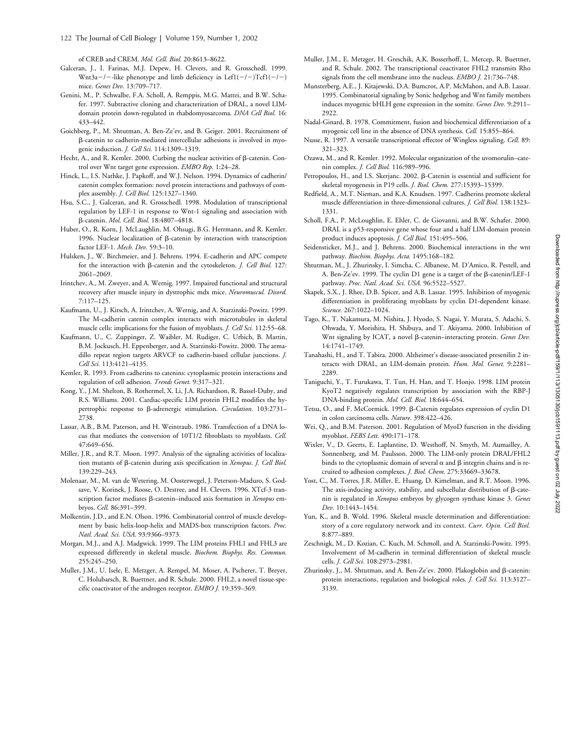of CREB and CREM. *Mol. Cell. Biol.* 20:8613–8622.

Galceran, J., I. Farinas, M.J. Depew, H. Clevers, and R. Grosschedl. 1999. Wnt3a−/−-like phenotype and limb deficiency in Lef1(−/−)Tcf1(−/−) mice. *Genes Dev.* 13:709–717.

Genini, M., P. Schwalbe, F.A. Scholl, A. Remppis, M.G. Mattei, and B.W. Schafer. 1997. Subtractive cloning and characterization of DRAL, a novel LIM-domain protein down-regulated in rhabdomyosarcoma. *DNA Cell Biol.* 16: 433–442.

Goichberg, P., M. Shtutman, A. Ben-Ze'ev, and B. Geiger. 2001. Recruitment of β-catenin to cadherin-mediated intercellular adhesions is involved in myogenic induction. *J. Cell Sci.* 114:1309–1319.

Hecht, A., and R. Kemler. 2000. Curbing the nuclear activities of β-catenin. Control over Wnt target gene expression. *EMBO Rep.* 1:24–28.

Hinck, L., I.S. Nathke, J. Papkoff, and W.J. Nelson. 1994. Dynamics of cadherin/catenin complex formation: novel protein interactions and pathways of complex assembly. *J. Cell Biol.* 125:1327–1340.

Hsu, S.C., J. Galceran, and R. Grosschedl. 1998. Modulation of transcriptional regulation by LEF-1 in response to Wnt-1 signaling and association with β-catenin. *Mol. Cell. Biol.* 18:4807–4818.

Huber, O., R. Korn, J. McLaughlin, M. Ohsugi, B.G. Herrmann, and R. Kemler. 1996. Nuclear localization of β-catenin by interaction with transcription factor LEF-1. *Mech. Dev.* 59:3–10.

Hulsken, J., W. Birchmeier, and J. Behrens. 1994. E-cadherin and APC compete for the interaction with β-catenin and the cytoskeleton. *J. Cell Biol.* 127: 2061–2069.

Irintchev, A., M. Zweyer, and A. Wernig. 1997. Impaired functional and structural recovery after muscle injury in dystrophic mdx mice. *Neuromuscul. Disord.* 7:117–125.

Kaufmann, U., J. Kirsch, A. Irintchev, A. Wernig, and A. Starzinski-Powitz. 1999. The M-cadherin catenin complex interacts with microtubules in skeletal muscle cells: implications for the fusion of myoblasts. *J. Cell Sci.* 112:55–68.

Kaufmann, U., C. Zuppinger, Z. Waibler, M. Rudiger, C. Urbich, B. Martin, B.M. Jockusch, H. Eppenberger, and A. Starzinski-Powitz. 2000. The armadillo repeat region targets ARVCF to cadherin-based cellular junctions. *J. Cell Sci.* 113:4121–4135.

Kemler, R. 1993. From cadherins to catenins: cytoplasmic protein interactions and regulation of cell adhesion. *Trends Genet.* 9:317–321.

Kong, Y., J.M. Shelton, B. Rothermel, X. Li, J.A. Richardson, R. Bassel-Duby, and R.S. Williams. 2001. Cardiac-specific LIM protein FHL2 modifies the hypertrophic response to β-adrenergic stimulation. *Circulation.* 103:2731–2738.

Lassar, A.B., B.M. Paterson, and H. Weintraub. 1986. Transfection of a DNA locus that mediates the conversion of 10T1/2 fibroblasts to myoblasts. *Cell.* 47:649–656.

Miller, J.R., and R.T. Moon. 1997. Analysis of the signaling activities of localization mutants of β-catenin during axis specification in *Xenopus*. *J. Cell Biol.* 139:229–243.

Molenaar, M., M. van de Wetering, M. Oosterwegel, J. Peterson-Maduro, S. Godsave, V. Korinek, J. Roose, O. Destree, and H. Clevers. 1996. XTcf-3 transcription factor mediates β-catenin–induced axis formation in *Xenopus* embryos. *Cell.* 86:391–399.

Molkentin, J.D., and E.N. Olson. 1996. Combinatorial control of muscle development by basic helix-loop-helix and MADS-box transcription factors. *Proc. Natl. Acad. Sci. USA.* 93:9366–9373.

Morgan, M.J., and A.J. Madgwick. 1999. The LIM proteins FHL1 and FHL3 are expressed differently in skeletal muscle. *Biochem. Biophys. Res. Commun.* 255:245–250.

Muller, J.M., U. Isele, E. Metzger, A. Rempel, M. Moser, A. Pscherer, T. Breyer, C. Holubarsch, R. Buettner, and R. Schule. 2000. FHL2, a novel tissue-specific coactivator of the androgen receptor. *EMBO J.* 19:359–369.

Muller, J.M., E. Metzger, H. Greschik, A.K. Bosserhoff, L. Mercep, R. Buettner, and R. Schule. 2002. The transcriptional coactivator FHL2 transmits Rho signals from the cell membrane into the nucleus. *EMBO J.* 21:736–748.

Munsterberg, A.E., J. Kitajewski, D.A. Bumcrot, A.P. McMahon, and A.B. Lassar. 1995. Combinatorial signaling by Sonic hedgehog and Wnt family members induces myogenic bHLH gene expression in the somite. *Genes Dev.* 9:2911–2922.

Nadal-Ginard, B. 1978. Commitment, fusion and biochemical differentiation of a myogenic cell line in the absence of DNA synthesis. *Cell.* 15:855–864.

Nusse, R. 1997. A versatile transcriptional effector of Wingless signaling. *Cell.* 89: 321–323.

Ozawa, M., and R. Kemler. 1992. Molecular organization of the uvomorulin–catenin complex. *J. Cell Biol.* 116:989–996.

Petropoulos, H., and I.S. Skerjanc. 2002. β-Catenin is essential and sufficient for skeletal myogenesis in P19 cells. *J. Biol. Chem.* 277:15393–15399.

Redfield, A., M.T. Nieman, and K.A. Knudsen. 1997. Cadherins promote skeletal muscle differentiation in three-dimensional cultures. *J. Cell Biol.* 138:1323–1331.

Scholl, F.A., P. McLoughlin, E. Ehler, C. de Giovanni, and B.W. Schafer. 2000. DRAL is a p53-responsive gene whose four and a half LIM-domain protein product induces apoptosis. *J. Cell Biol.* 151:495–506.

Seidensticker, M.J., and J. Behrens. 2000. Biochemical interactions in the wnt pathway. *Biochim. Biophys. Acta.* 1495:168–182.

Shtutman, M., J. Zhurinsky, I. Simcha, C. Albanese, M. D'Amico, R. Pestell, and A. Ben-Ze'ev. 1999. The cyclin D1 gene is a target of the β-catenin/LEF-1 pathway. *Proc. Natl. Acad. Sci. USA.* 96:5522–5527.

Skapek, S.X., J. Rhee, D.B. Spicer, and A.B. Lassar. 1995. Inhibition of myogenic differentiation in proliferating myoblasts by cyclin D1-dependent kinase. *Science.* 267:1022–1024.

Tago, K., T. Nakamura, M. Nishita, J. Hyodo, S. Nagai, Y. Murata, S. Adachi, S. Ohwada, Y. Morishita, H. Shibuya, and T. Akiyama. 2000. Inhibition of Wnt signaling by ICAT, a novel β-catenin–interacting protein. *Genes Dev.* 14:1741–1749.

Tanahashi, H., and T. Tabira. 2000. Alzheimer's disease-associated presenilin 2 interacts with DRAL, an LIM-domain protein. *Hum. Mol. Genet.* 9:2281–2289.

Taniguchi, Y., T. Furukawa, T. Tun, H. Han, and T. Honjo. 1998. LIM protein KyoT2 negatively regulates transcription by association with the RBP-J DNA-binding protein. *Mol. Cell. Biol.* 18:644–654.

Tetsu, O., and F. McCormick. 1999. β-Catenin regulates expression of cyclin D1 in colon carcinoma cells. *Nature.* 398:422–426.

Wei, Q., and B.M. Paterson. 2001. Regulation of MyoD function in the dividing myoblast. *FEBS Lett.* 490:171–178.

Wixler, V., D. Geerts, E. Laplantine, D. Westhoff, N. Smyth, M. Aumailley, A. Sonnenberg, and M. Paulsson. 2000. The LIM-only protein DRAL/FHL2 binds to the cytoplasmic domain of several α and β integrin chains and is recruited to adhesion complexes. *J. Biol. Chem.* 275:33669–33678.

Yost, C., M. Torres, J.R. Miller, E. Huang, D. Kimelman, and R.T. Moon. 1996. The axis-inducing activity, stability, and subcellular distribution of β-catenin is regulated in *Xenopus* embryos by glycogen synthase kinase 3. *Genes Dev.* 10:1443–1454.

Yun, K., and B. Wold. 1996. Skeletal muscle determination and differentiation: story of a core regulatory network and its context. *Curr. Opin. Cell Biol.* 8:877–889.

Zeschnigk, M., D. Kozian, C. Kuch, M. Schmoll, and A. Starzinski-Powitz. 1995. Involvement of M-cadherin in terminal differentiation of skeletal muscle cells. *J. Cell Sci.* 108:2973–2981.

Zhurinsky, J., M. Shtutman, and A. Ben-Ze'ev. 2000. Plakoglobin and β-catenin: protein interactions, regulation and biological roles. *J. Cell Sci.* 113:3127–3139.